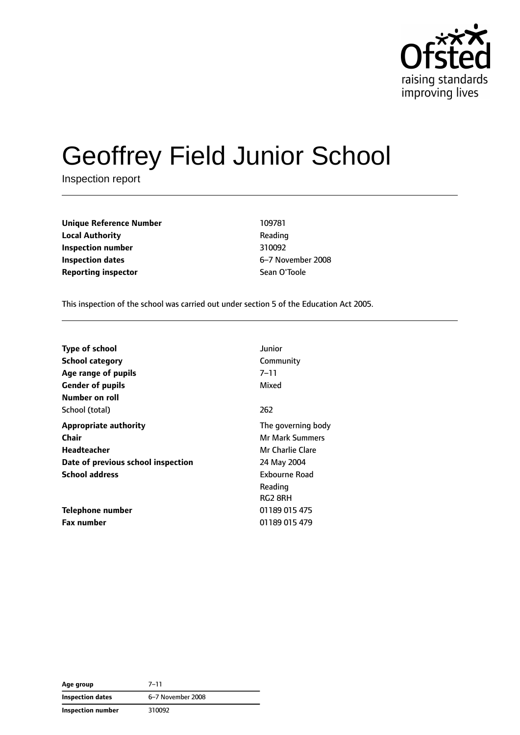# Geoffrey Field Junior School

Inspection report

| | |
|---|---|
| **Unique Reference Number** | 109781 |
| **Local Authority** | Reading |
| **Inspection number** | 310092 |
| **Inspection dates** | 6–7 November 2008 |
| **Reporting inspector** | Sean O'Toole |

This inspection of the school was carried out under section 5 of the Education Act 2005.

| | |
|---|---|
| **Type of school** | Junior |
| **School category** | Community |
| **Age range of pupils** | 7–11 |
| **Gender of pupils** | Mixed |
| **Number on roll** | |
| School (total) | 262 |
| **Appropriate authority** | The governing body |
| **Chair** | Mr Mark Summers |
| **Headteacher** | Mr Charlie Clare |
| **Date of previous school inspection** | 24 May 2004 |
| **School address** | Exbourne Road<br>Reading<br>RG2 8RH |
| **Telephone number** | 01189 015 475 |
| **Fax number** | 01189 015 479 |

| | |
|---|---|
| **Age group** | 7–11 |
| **Inspection dates** | 6–7 November 2008 |
| **Inspection number** | 310092 |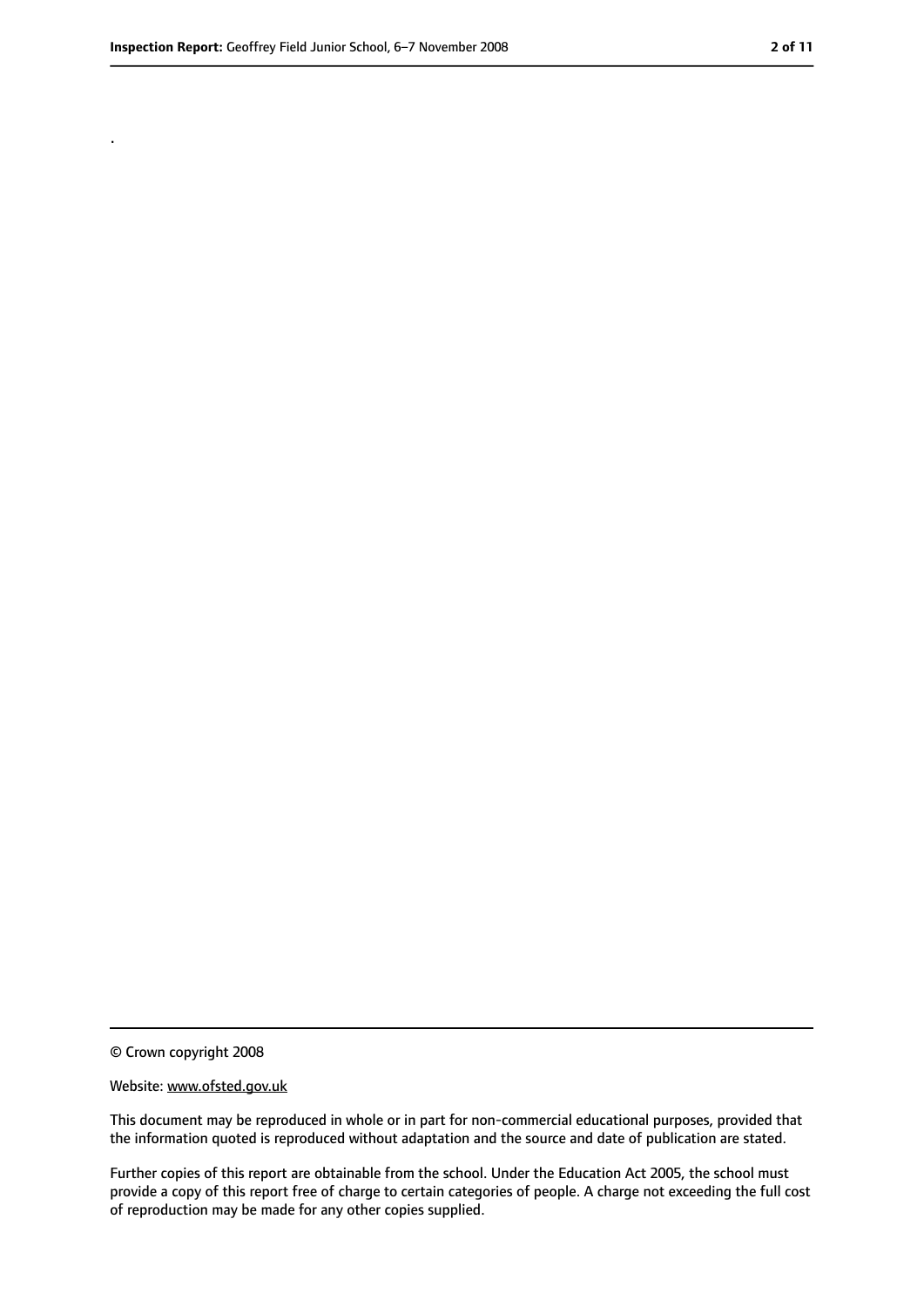.

© Crown copyright 2008

Website: www.ofsted.gov.uk

This document may be reproduced in whole or in part for non-commercial educational purposes, provided that the information quoted is reproduced without adaptation and the source and date of publication are stated.

Further copies of this report are obtainable from the school. Under the Education Act 2005, the school must provide a copy of this report free of charge to certain categories of people. A charge not exceeding the full cost of reproduction may be made for any other copies supplied.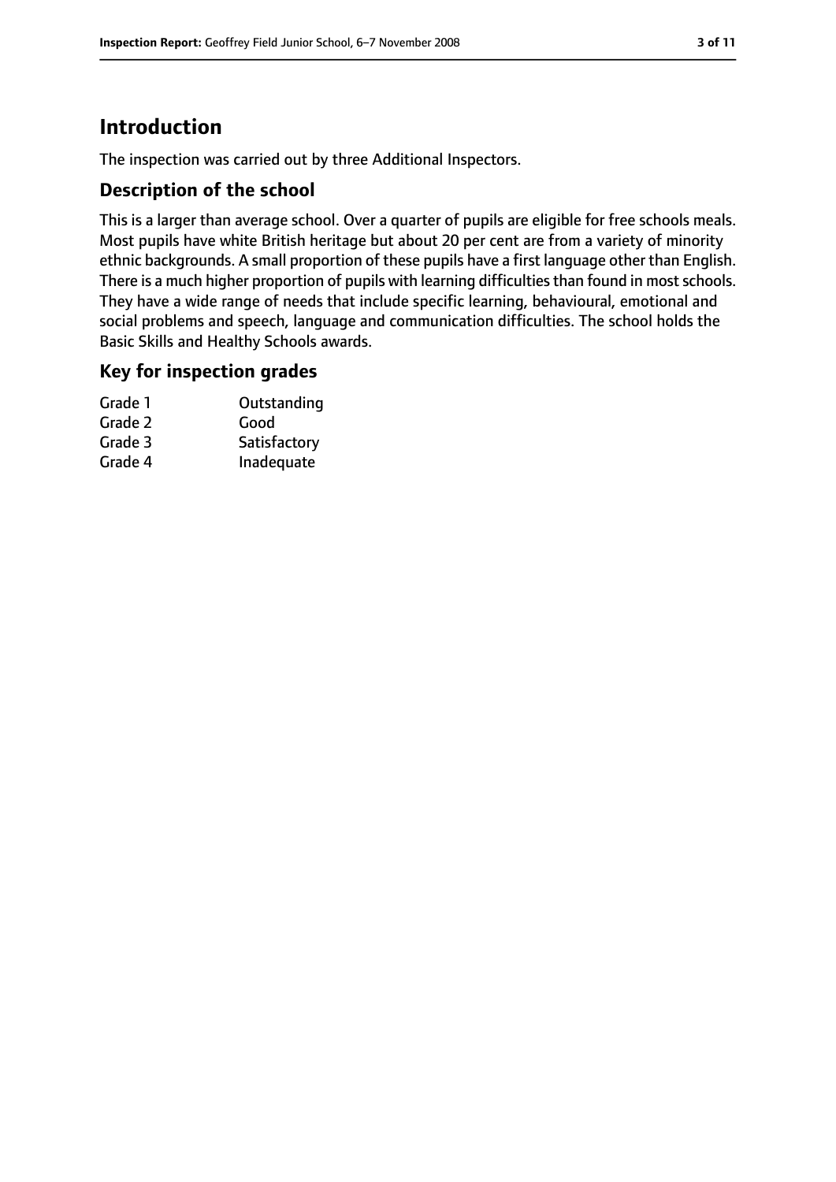# Introduction

The inspection was carried out by three Additional Inspectors.

## Description of the school

This is a larger than average school. Over a quarter of pupils are eligible for free schools meals. Most pupils have white British heritage but about 20 per cent are from a variety of minority ethnic backgrounds. A small proportion of these pupils have a first language other than English. There is a much higher proportion of pupils with learning difficulties than found in most schools. They have a wide range of needs that include specific learning, behavioural, emotional and social problems and speech, language and communication difficulties. The school holds the Basic Skills and Healthy Schools awards.

## Key for inspection grades

| | |
|---|---|
| Grade 1 | Outstanding |
| Grade 2 | Good |
| Grade 3 | Satisfactory |
| Grade 4 | Inadequate |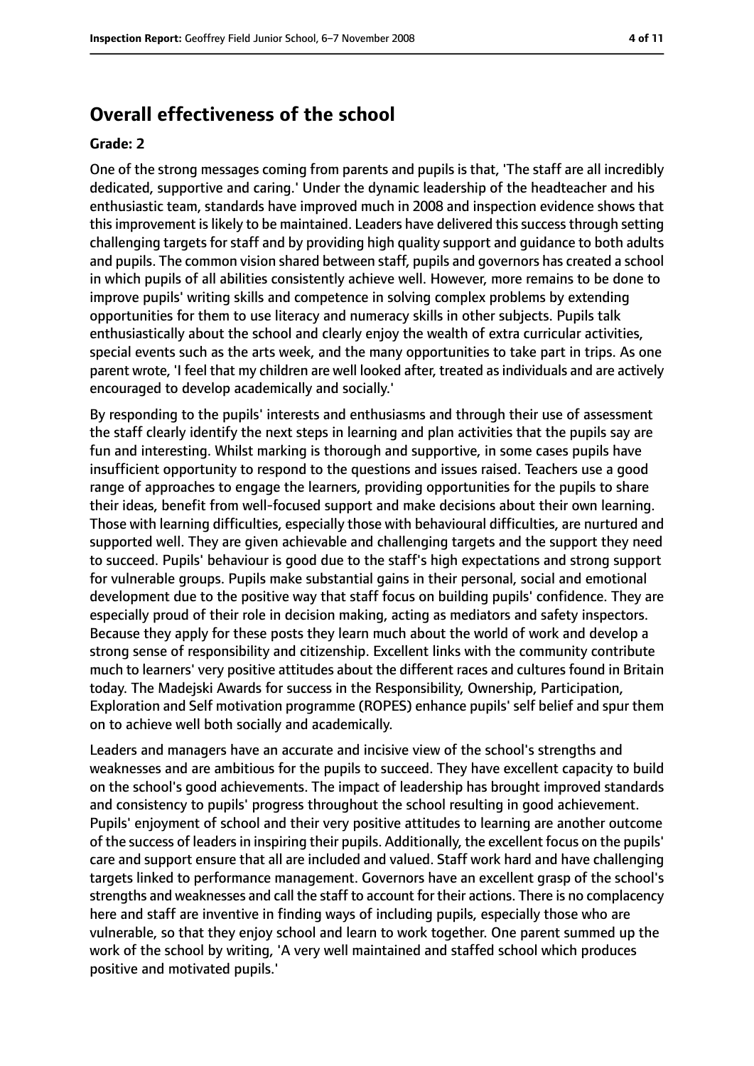## Overall effectiveness of the school

**Grade: 2**

One of the strong messages coming from parents and pupils is that, 'The staff are all incredibly dedicated, supportive and caring.' Under the dynamic leadership of the headteacher and his enthusiastic team, standards have improved much in 2008 and inspection evidence shows that this improvement is likely to be maintained. Leaders have delivered this success through setting challenging targets for staff and by providing high quality support and guidance to both adults and pupils. The common vision shared between staff, pupils and governors has created a school in which pupils of all abilities consistently achieve well. However, more remains to be done to improve pupils' writing skills and competence in solving complex problems by extending opportunities for them to use literacy and numeracy skills in other subjects. Pupils talk enthusiastically about the school and clearly enjoy the wealth of extra curricular activities, special events such as the arts week, and the many opportunities to take part in trips. As one parent wrote, 'I feel that my children are well looked after, treated as individuals and are actively encouraged to develop academically and socially.'

By responding to the pupils' interests and enthusiasms and through their use of assessment the staff clearly identify the next steps in learning and plan activities that the pupils say are fun and interesting. Whilst marking is thorough and supportive, in some cases pupils have insufficient opportunity to respond to the questions and issues raised. Teachers use a good range of approaches to engage the learners, providing opportunities for the pupils to share their ideas, benefit from well-focused support and make decisions about their own learning. Those with learning difficulties, especially those with behavioural difficulties, are nurtured and supported well. They are given achievable and challenging targets and the support they need to succeed. Pupils' behaviour is good due to the staff's high expectations and strong support for vulnerable groups. Pupils make substantial gains in their personal, social and emotional development due to the positive way that staff focus on building pupils' confidence. They are especially proud of their role in decision making, acting as mediators and safety inspectors. Because they apply for these posts they learn much about the world of work and develop a strong sense of responsibility and citizenship. Excellent links with the community contribute much to learners' very positive attitudes about the different races and cultures found in Britain today. The Madejski Awards for success in the Responsibility, Ownership, Participation, Exploration and Self motivation programme (ROPES) enhance pupils' self belief and spur them on to achieve well both socially and academically.

Leaders and managers have an accurate and incisive view of the school's strengths and weaknesses and are ambitious for the pupils to succeed. They have excellent capacity to build on the school's good achievements. The impact of leadership has brought improved standards and consistency to pupils' progress throughout the school resulting in good achievement. Pupils' enjoyment of school and their very positive attitudes to learning are another outcome of the success of leaders in inspiring their pupils. Additionally, the excellent focus on the pupils' care and support ensure that all are included and valued. Staff work hard and have challenging targets linked to performance management. Governors have an excellent grasp of the school's strengths and weaknesses and call the staff to account for their actions. There is no complacency here and staff are inventive in finding ways of including pupils, especially those who are vulnerable, so that they enjoy school and learn to work together. One parent summed up the work of the school by writing, 'A very well maintained and staffed school which produces positive and motivated pupils.'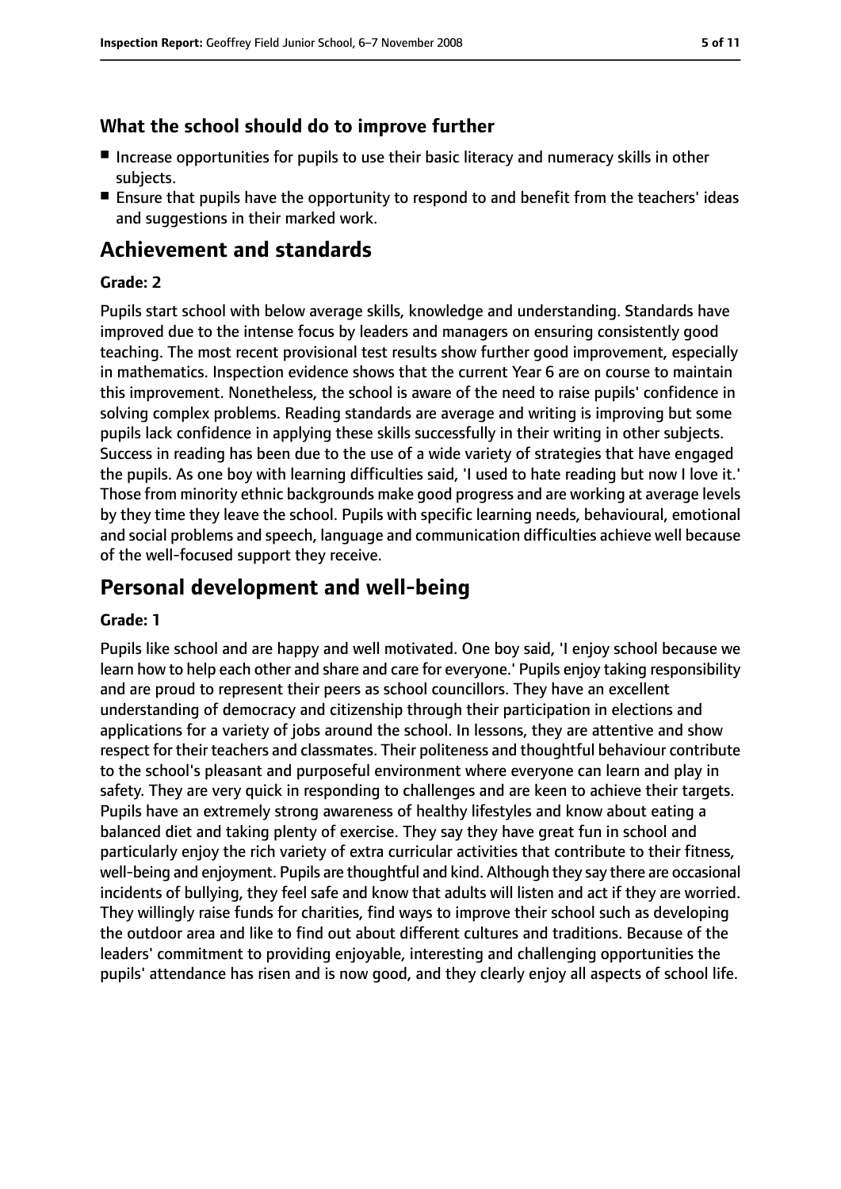### What the school should do to improve further

- Increase opportunities for pupils to use their basic literacy and numeracy skills in other subjects.
- Ensure that pupils have the opportunity to respond to and benefit from the teachers' ideas and suggestions in their marked work.

## Achievement and standards

#### Grade: 2

Pupils start school with below average skills, knowledge and understanding. Standards have improved due to the intense focus by leaders and managers on ensuring consistently good teaching. The most recent provisional test results show further good improvement, especially in mathematics. Inspection evidence shows that the current Year 6 are on course to maintain this improvement. Nonetheless, the school is aware of the need to raise pupils' confidence in solving complex problems. Reading standards are average and writing is improving but some pupils lack confidence in applying these skills successfully in their writing in other subjects. Success in reading has been due to the use of a wide variety of strategies that have engaged the pupils. As one boy with learning difficulties said, 'I used to hate reading but now I love it.' Those from minority ethnic backgrounds make good progress and are working at average levels by they time they leave the school. Pupils with specific learning needs, behavioural, emotional and social problems and speech, language and communication difficulties achieve well because of the well-focused support they receive.

## Personal development and well-being

#### Grade: 1

Pupils like school and are happy and well motivated. One boy said, 'I enjoy school because we learn how to help each other and share and care for everyone.' Pupils enjoy taking responsibility and are proud to represent their peers as school councillors. They have an excellent understanding of democracy and citizenship through their participation in elections and applications for a variety of jobs around the school. In lessons, they are attentive and show respect for their teachers and classmates. Their politeness and thoughtful behaviour contribute to the school's pleasant and purposeful environment where everyone can learn and play in safety. They are very quick in responding to challenges and are keen to achieve their targets. Pupils have an extremely strong awareness of healthy lifestyles and know about eating a balanced diet and taking plenty of exercise. They say they have great fun in school and particularly enjoy the rich variety of extra curricular activities that contribute to their fitness, well-being and enjoyment. Pupils are thoughtful and kind. Although they say there are occasional incidents of bullying, they feel safe and know that adults will listen and act if they are worried. They willingly raise funds for charities, find ways to improve their school such as developing the outdoor area and like to find out about different cultures and traditions. Because of the leaders' commitment to providing enjoyable, interesting and challenging opportunities the pupils' attendance has risen and is now good, and they clearly enjoy all aspects of school life.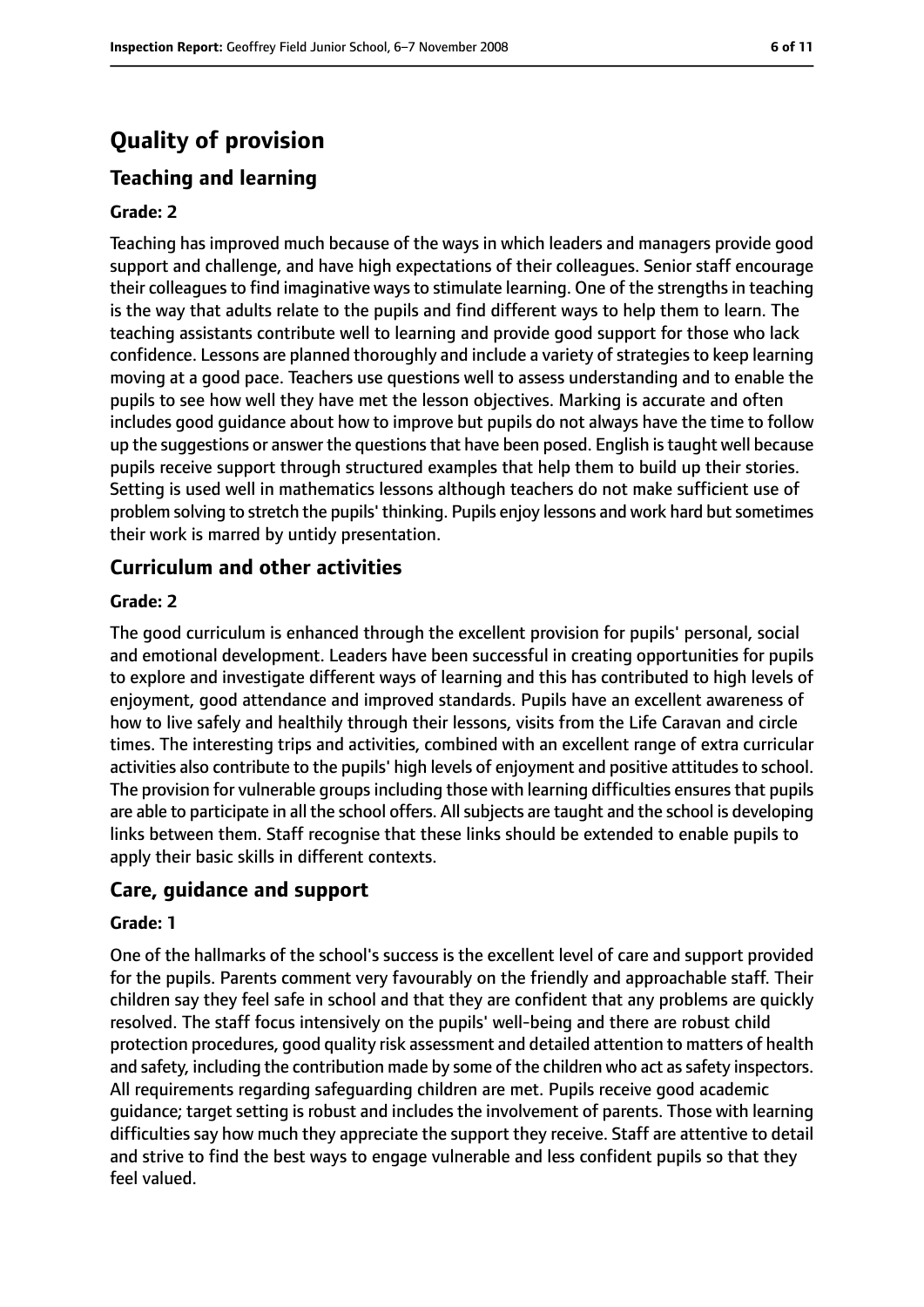# Quality of provision

## Teaching and learning

### Grade: 2

Teaching has improved much because of the ways in which leaders and managers provide good support and challenge, and have high expectations of their colleagues. Senior staff encourage their colleagues to find imaginative ways to stimulate learning. One of the strengths in teaching is the way that adults relate to the pupils and find different ways to help them to learn. The teaching assistants contribute well to learning and provide good support for those who lack confidence. Lessons are planned thoroughly and include a variety of strategies to keep learning moving at a good pace. Teachers use questions well to assess understanding and to enable the pupils to see how well they have met the lesson objectives. Marking is accurate and often includes good guidance about how to improve but pupils do not always have the time to follow up the suggestions or answer the questions that have been posed. English is taught well because pupils receive support through structured examples that help them to build up their stories. Setting is used well in mathematics lessons although teachers do not make sufficient use of problem solving to stretch the pupils' thinking. Pupils enjoy lessons and work hard but sometimes their work is marred by untidy presentation.

## Curriculum and other activities

### Grade: 2

The good curriculum is enhanced through the excellent provision for pupils' personal, social and emotional development. Leaders have been successful in creating opportunities for pupils to explore and investigate different ways of learning and this has contributed to high levels of enjoyment, good attendance and improved standards. Pupils have an excellent awareness of how to live safely and healthily through their lessons, visits from the Life Caravan and circle times. The interesting trips and activities, combined with an excellent range of extra curricular activities also contribute to the pupils' high levels of enjoyment and positive attitudes to school. The provision for vulnerable groups including those with learning difficulties ensures that pupils are able to participate in all the school offers. All subjects are taught and the school is developing links between them. Staff recognise that these links should be extended to enable pupils to apply their basic skills in different contexts.

## Care, guidance and support

### Grade: 1

One of the hallmarks of the school's success is the excellent level of care and support provided for the pupils. Parents comment very favourably on the friendly and approachable staff. Their children say they feel safe in school and that they are confident that any problems are quickly resolved. The staff focus intensively on the pupils' well-being and there are robust child protection procedures, good quality risk assessment and detailed attention to matters of health and safety, including the contribution made by some of the children who act as safety inspectors. All requirements regarding safeguarding children are met. Pupils receive good academic guidance; target setting is robust and includes the involvement of parents. Those with learning difficulties say how much they appreciate the support they receive. Staff are attentive to detail and strive to find the best ways to engage vulnerable and less confident pupils so that they feel valued.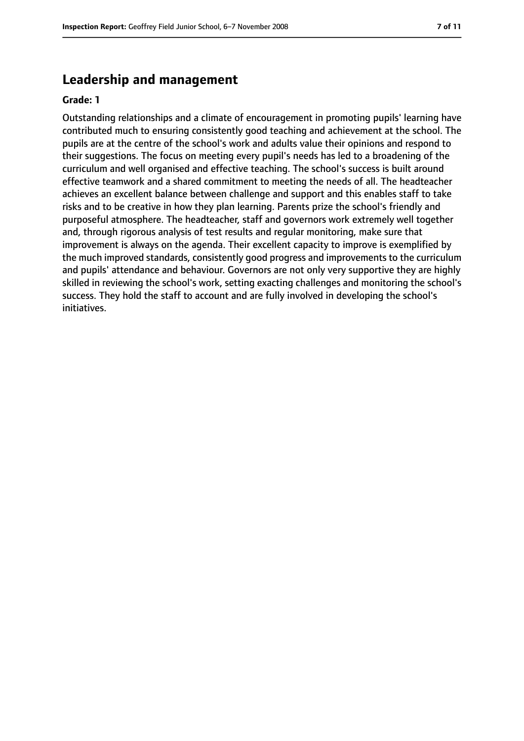## Leadership and management

**Grade: 1**

Outstanding relationships and a climate of encouragement in promoting pupils' learning have contributed much to ensuring consistently good teaching and achievement at the school. The pupils are at the centre of the school's work and adults value their opinions and respond to their suggestions. The focus on meeting every pupil's needs has led to a broadening of the curriculum and well organised and effective teaching. The school's success is built around effective teamwork and a shared commitment to meeting the needs of all. The headteacher achieves an excellent balance between challenge and support and this enables staff to take risks and to be creative in how they plan learning. Parents prize the school's friendly and purposeful atmosphere. The headteacher, staff and governors work extremely well together and, through rigorous analysis of test results and regular monitoring, make sure that improvement is always on the agenda. Their excellent capacity to improve is exemplified by the much improved standards, consistently good progress and improvements to the curriculum and pupils' attendance and behaviour. Governors are not only very supportive they are highly skilled in reviewing the school's work, setting exacting challenges and monitoring the school's success. They hold the staff to account and are fully involved in developing the school's initiatives.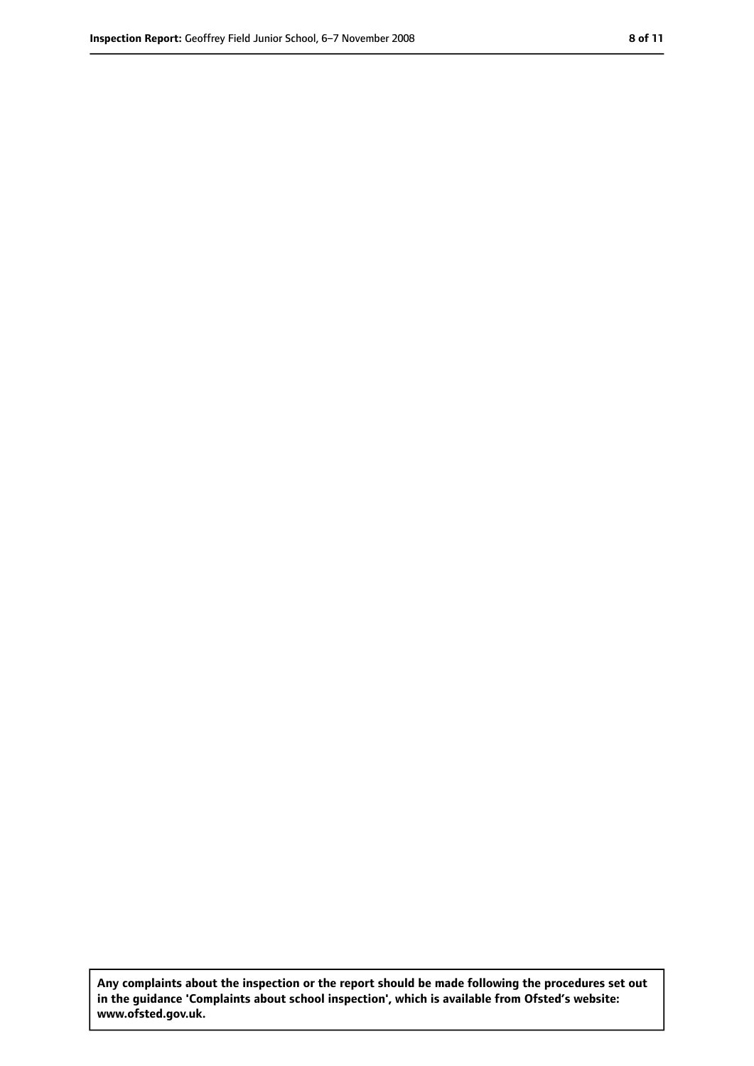**Any complaints about the inspection or the report should be made following the procedures set out in the guidance 'Complaints about school inspection', which is available from Ofsted's website: www.ofsted.gov.uk.**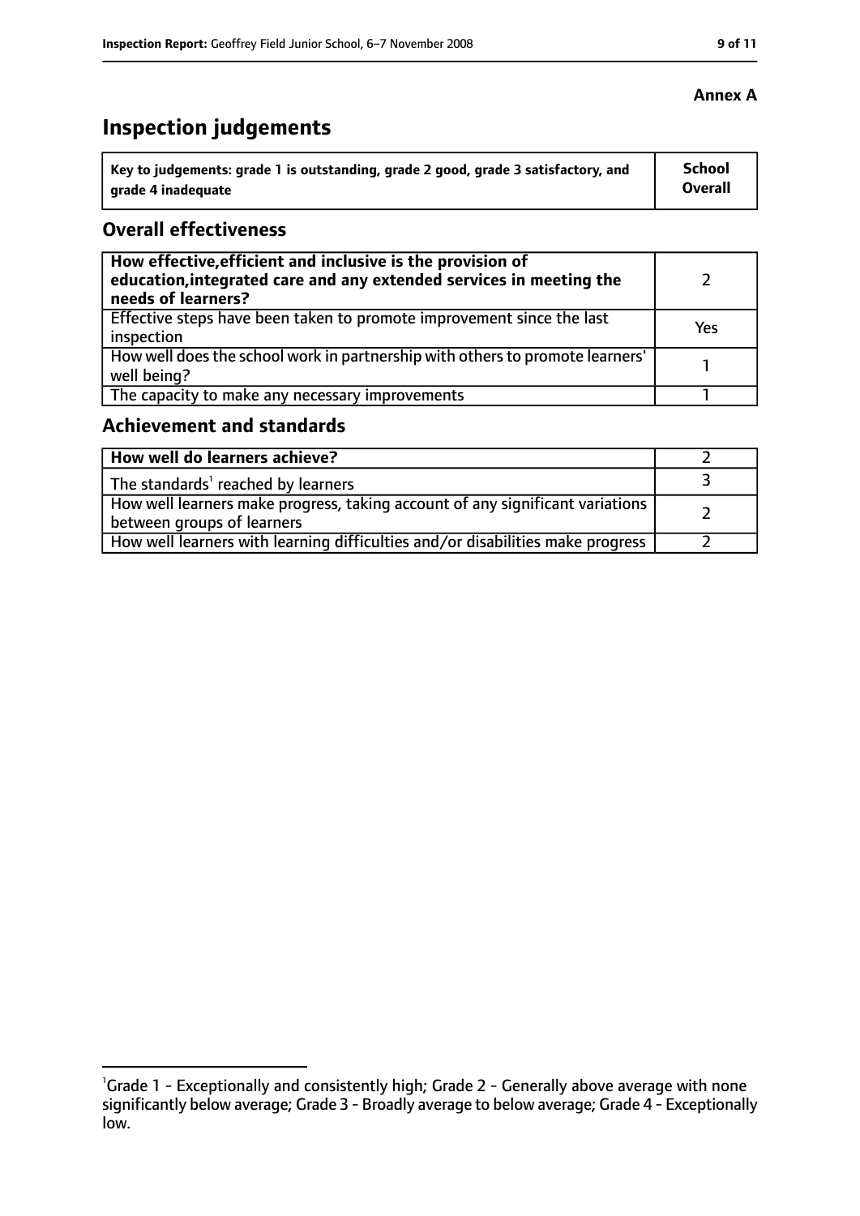**Annex A**

# Inspection judgements

| Key to judgements: grade 1 is outstanding, grade 2 good, grade 3 satisfactory, and grade 4 inadequate | School Overall |
|---|---|

## Overall effectiveness

| | |
|---|---|
| **How effective, efficient and inclusive is the provision of education, integrated care and any extended services in meeting the needs of learners?** | 2 |
| Effective steps have been taken to promote improvement since the last inspection | Yes |
| How well does the school work in partnership with others to promote learners' well being? | 1 |
| The capacity to make any necessary improvements | 1 |

## Achievement and standards

| | |
|---|---|
| **How well do learners achieve?** | 2 |
| The standards[1] reached by learners | 3 |
| How well learners make progress, taking account of any significant variations between groups of learners | 2 |
| How well learners with learning difficulties and/or disabilities make progress | 2 |

[1]Grade 1 - Exceptionally and consistently high; Grade 2 - Generally above average with none significantly below average; Grade 3 - Broadly average to below average; Grade 4 - Exceptionally low.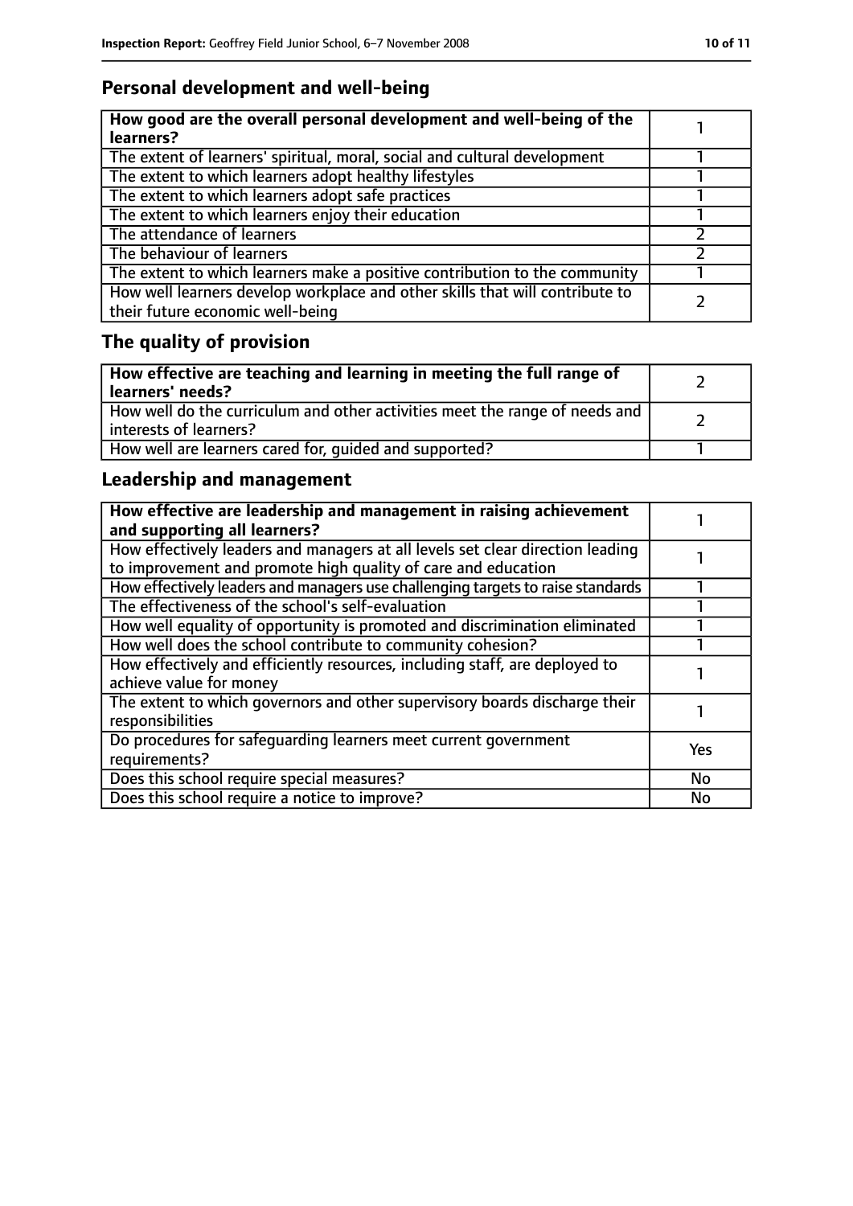## Personal development and well-being

| How good are the overall personal development and well-being of the learners? | 1 |
|---|---|
| The extent of learners' spiritual, moral, social and cultural development | 1 |
| The extent to which learners adopt healthy lifestyles | 1 |
| The extent to which learners adopt safe practices | 1 |
| The extent to which learners enjoy their education | 1 |
| The attendance of learners | 2 |
| The behaviour of learners | 2 |
| The extent to which learners make a positive contribution to the community | 1 |
| How well learners develop workplace and other skills that will contribute to their future economic well-being | 2 |

## The quality of provision

| How effective are teaching and learning in meeting the full range of learners' needs? | 2 |
|---|---|
| How well do the curriculum and other activities meet the range of needs and interests of learners? | 2 |
| How well are learners cared for, guided and supported? | 1 |

## Leadership and management

| How effective are leadership and management in raising achievement and supporting all learners? | 1 |
|---|---|
| How effectively leaders and managers at all levels set clear direction leading to improvement and promote high quality of care and education | 1 |
| How effectively leaders and managers use challenging targets to raise standards | 1 |
| The effectiveness of the school's self-evaluation | 1 |
| How well equality of opportunity is promoted and discrimination eliminated | 1 |
| How well does the school contribute to community cohesion? | 1 |
| How effectively and efficiently resources, including staff, are deployed to achieve value for money | 1 |
| The extent to which governors and other supervisory boards discharge their responsibilities | 1 |
| Do procedures for safeguarding learners meet current government requirements? | Yes |
| Does this school require special measures? | No |
| Does this school require a notice to improve? | No |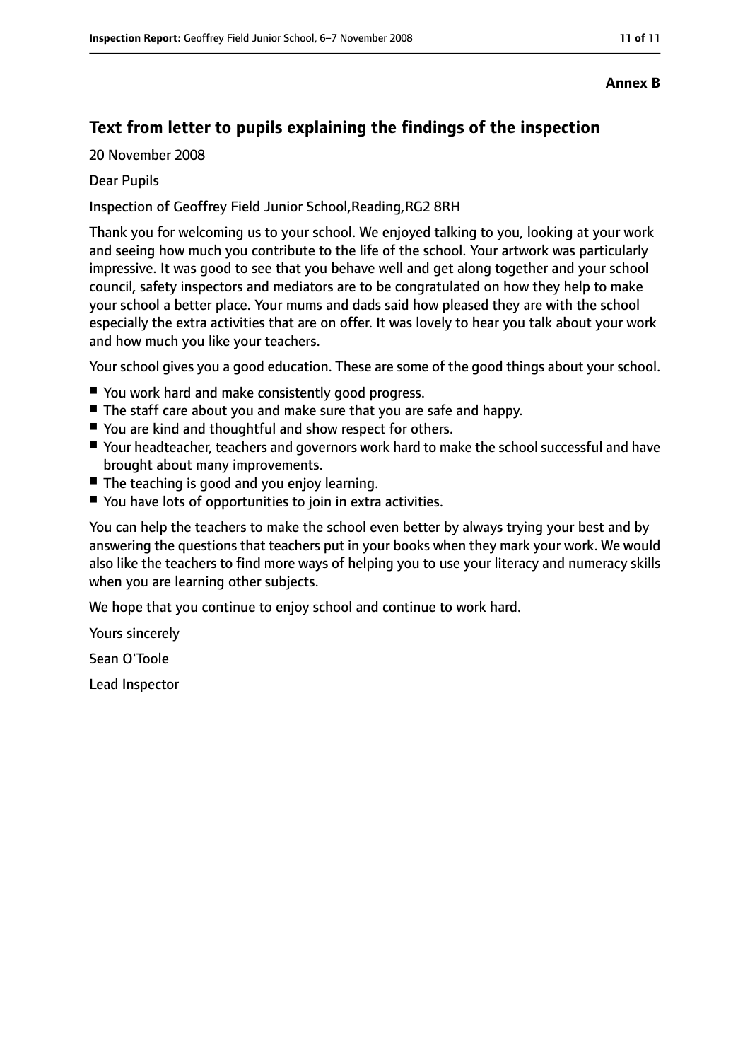**Annex B**

## Text from letter to pupils explaining the findings of the inspection

20 November 2008

Dear Pupils

Inspection of Geoffrey Field Junior School,Reading,RG2 8RH

Thank you for welcoming us to your school. We enjoyed talking to you, looking at your work and seeing how much you contribute to the life of the school. Your artwork was particularly impressive. It was good to see that you behave well and get along together and your school council, safety inspectors and mediators are to be congratulated on how they help to make your school a better place. Your mums and dads said how pleased they are with the school especially the extra activities that are on offer. It was lovely to hear you talk about your work and how much you like your teachers.

Your school gives you a good education. These are some of the good things about your school.

- You work hard and make consistently good progress.
- The staff care about you and make sure that you are safe and happy.
- You are kind and thoughtful and show respect for others.
- Your headteacher, teachers and governors work hard to make the school successful and have brought about many improvements.
- The teaching is good and you enjoy learning.
- You have lots of opportunities to join in extra activities.

You can help the teachers to make the school even better by always trying your best and by answering the questions that teachers put in your books when they mark your work. We would also like the teachers to find more ways of helping you to use your literacy and numeracy skills when you are learning other subjects.

We hope that you continue to enjoy school and continue to work hard.

Yours sincerely

Sean O'Toole

Lead Inspector